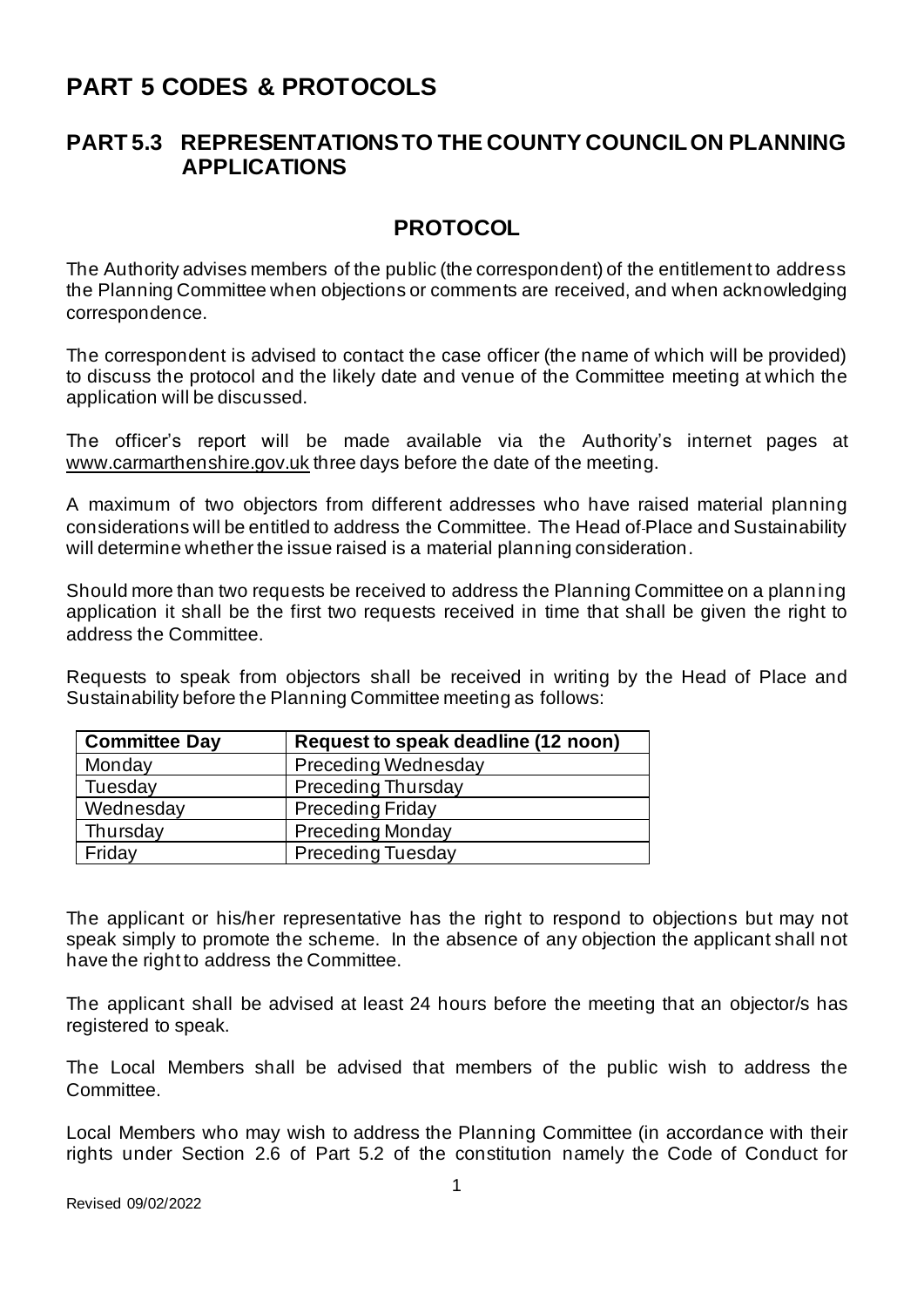# PART 5 CODES & PROTOCOLS

## PART 5.3 REPRESENTATIONS TO THE COUNTY COUNCIL ON PLANNING APPLICATIONS

### PROTOCOL

The Authority advises members of the public (the correspondent) of the entitlement to address the Planning Committee when objections or comments are received, and when acknowledging correspondence.

The correspondent is advised to contact the case officer (the name of which will be provided) to discuss the protocol and the likely date and venue of the Committee meeting at which the application will be discussed.

The officer's report will be made available via the Authority's internet pages at www.carmarthenshire.gov.uk three days before the date of the meeting.

A maximum of two objectors from different addresses who have raised material planning considerations will be entitled to address the Committee. The Head of Place and Sustainability will determine whether the issue raised is a material planning consideration.

Should more than two requests be received to address the Planning Committee on a planning application it shall be the first two requests received in time that shall be given the right to address the Committee.

Requests to speak from objectors shall be received in writing by the Head of Place and Sustainability before the Planning Committee meeting as follows:

| Committee Day | Request to speak deadline (12 noon) |
|---|---|
| Monday | Preceding Wednesday |
| Tuesday | Preceding Thursday |
| Wednesday | Preceding Friday |
| Thursday | Preceding Monday |
| Friday | Preceding Tuesday |

The applicant or his/her representative has the right to respond to objections but may not speak simply to promote the scheme. In the absence of any objection the applicant shall not have the right to address the Committee.

The applicant shall be advised at least 24 hours before the meeting that an objector/s has registered to speak.

The Local Members shall be advised that members of the public wish to address the Committee.

Local Members who may wish to address the Planning Committee (in accordance with their rights under Section 2.6 of Part 5.2 of the constitution namely the Code of Conduct for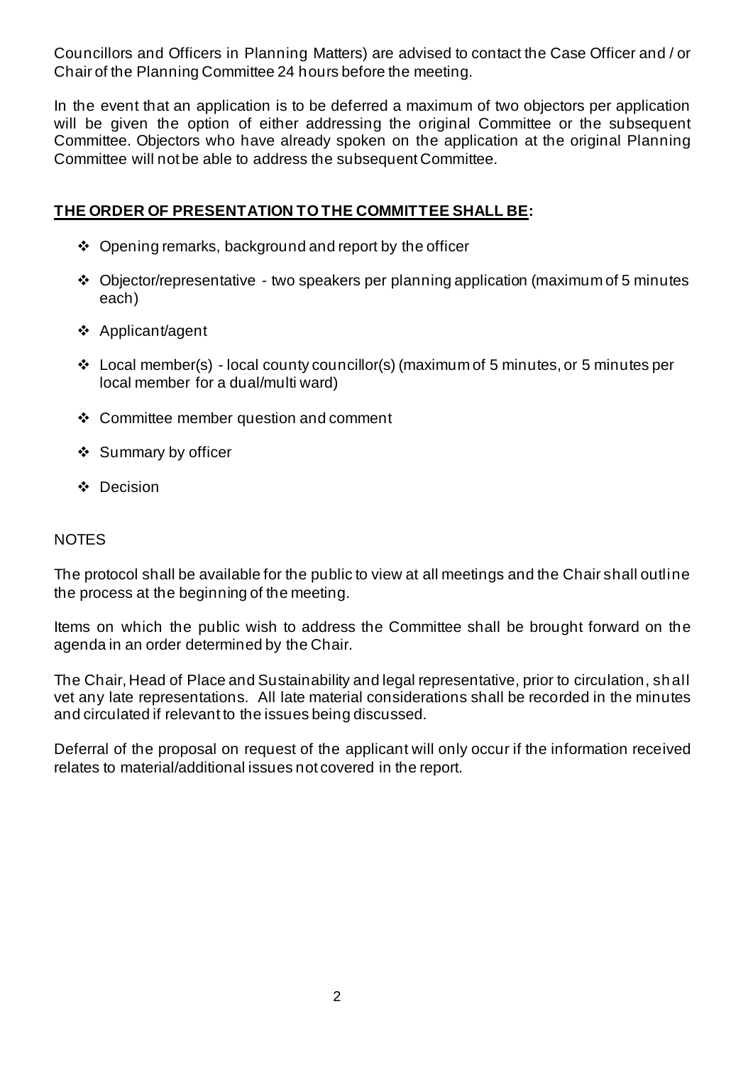Councillors and Officers in Planning Matters) are advised to contact the Case Officer and / or Chair of the Planning Committee 24 hours before the meeting.

In the event that an application is to be deferred a maximum of two objectors per application will be given the option of either addressing the original Committee or the subsequent Committee. Objectors who have already spoken on the application at the original Planning Committee will not be able to address the subsequent Committee.

**THE ORDER OF PRESENTATION TO THE COMMITTEE SHALL BE:**

- Opening remarks, background and report by the officer
- Objector/representative - two speakers per planning application (maximum of 5 minutes each)
- Applicant/agent
- Local member(s) - local county councillor(s) (maximum of 5 minutes, or 5 minutes per local member for a dual/multi ward)
- Committee member question and comment
- Summary by officer
- Decision

NOTES

The protocol shall be available for the public to view at all meetings and the Chair shall outline the process at the beginning of the meeting.

Items on which the public wish to address the Committee shall be brought forward on the agenda in an order determined by the Chair.

The Chair, Head of Place and Sustainability and legal representative, prior to circulation, shall vet any late representations. All late material considerations shall be recorded in the minutes and circulated if relevant to the issues being discussed.

Deferral of the proposal on request of the applicant will only occur if the information received relates to material/additional issues not covered in the report.